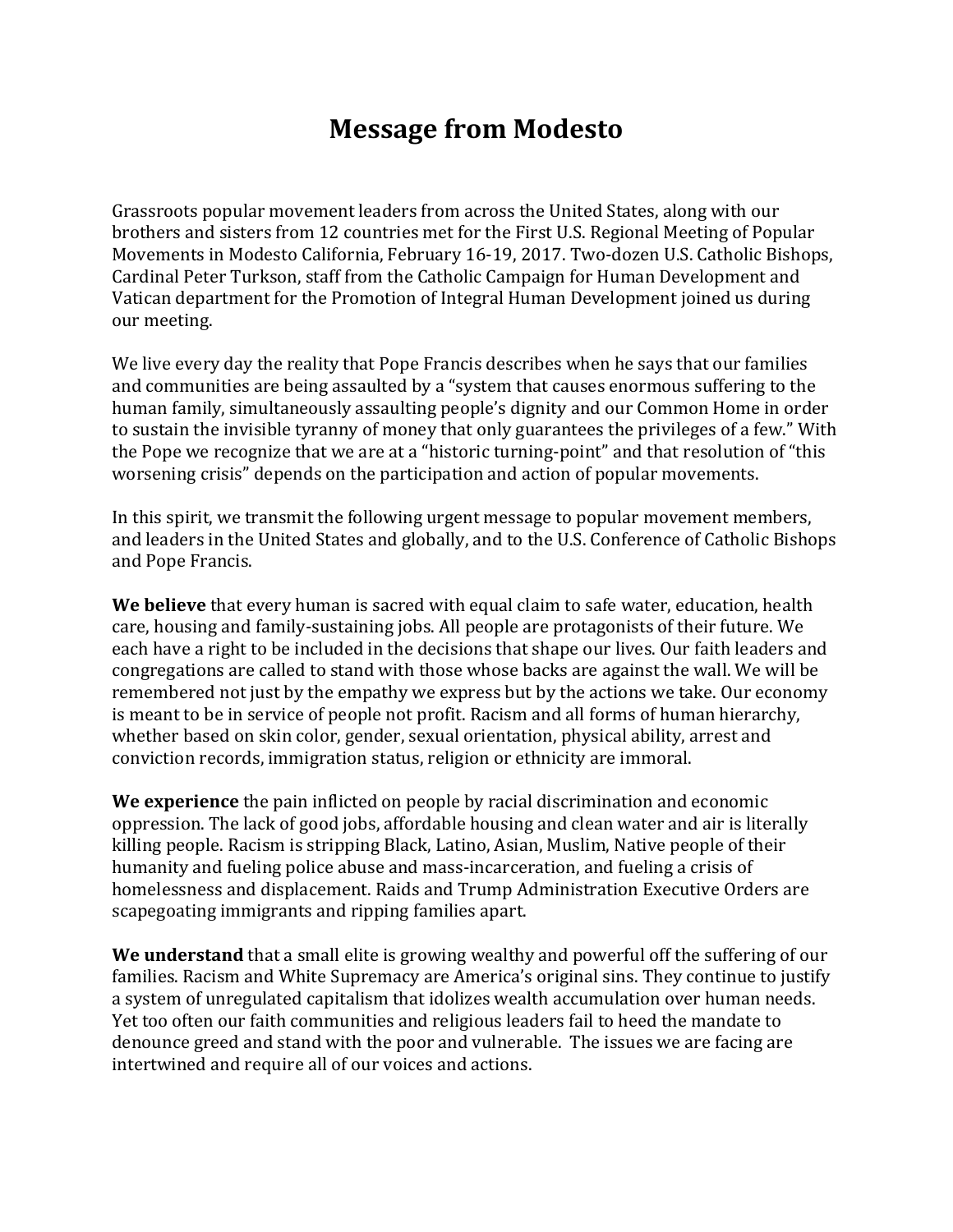# Message from Modesto

Grassroots popular movement leaders from across the United States, along with our brothers and sisters from 12 countries met for the First U.S. Regional Meeting of Popular Movements in Modesto California, February 16-19, 2017. Two-dozen U.S. Catholic Bishops, Cardinal Peter Turkson, staff from the Catholic Campaign for Human Development and Vatican department for the Promotion of Integral Human Development joined us during our meeting.

We live every day the reality that Pope Francis describes when he says that our families and communities are being assaulted by a "system that causes enormous suffering to the human family, simultaneously assaulting people's dignity and our Common Home in order to sustain the invisible tyranny of money that only guarantees the privileges of a few." With the Pope we recognize that we are at a "historic turning-point" and that resolution of "this worsening crisis" depends on the participation and action of popular movements.

In this spirit, we transmit the following urgent message to popular movement members, and leaders in the United States and globally, and to the U.S. Conference of Catholic Bishops and Pope Francis.

**We believe** that every human is sacred with equal claim to safe water, education, health care, housing and family-sustaining jobs. All people are protagonists of their future. We each have a right to be included in the decisions that shape our lives. Our faith leaders and congregations are called to stand with those whose backs are against the wall. We will be remembered not just by the empathy we express but by the actions we take. Our economy is meant to be in service of people not profit. Racism and all forms of human hierarchy, whether based on skin color, gender, sexual orientation, physical ability, arrest and conviction records, immigration status, religion or ethnicity are immoral.

**We experience** the pain inflicted on people by racial discrimination and economic oppression. The lack of good jobs, affordable housing and clean water and air is literally killing people. Racism is stripping Black, Latino, Asian, Muslim, Native people of their humanity and fueling police abuse and mass-incarceration, and fueling a crisis of homelessness and displacement. Raids and Trump Administration Executive Orders are scapegoating immigrants and ripping families apart.

**We understand** that a small elite is growing wealthy and powerful off the suffering of our families. Racism and White Supremacy are America's original sins. They continue to justify a system of unregulated capitalism that idolizes wealth accumulation over human needs. Yet too often our faith communities and religious leaders fail to heed the mandate to denounce greed and stand with the poor and vulnerable. The issues we are facing are intertwined and require all of our voices and actions.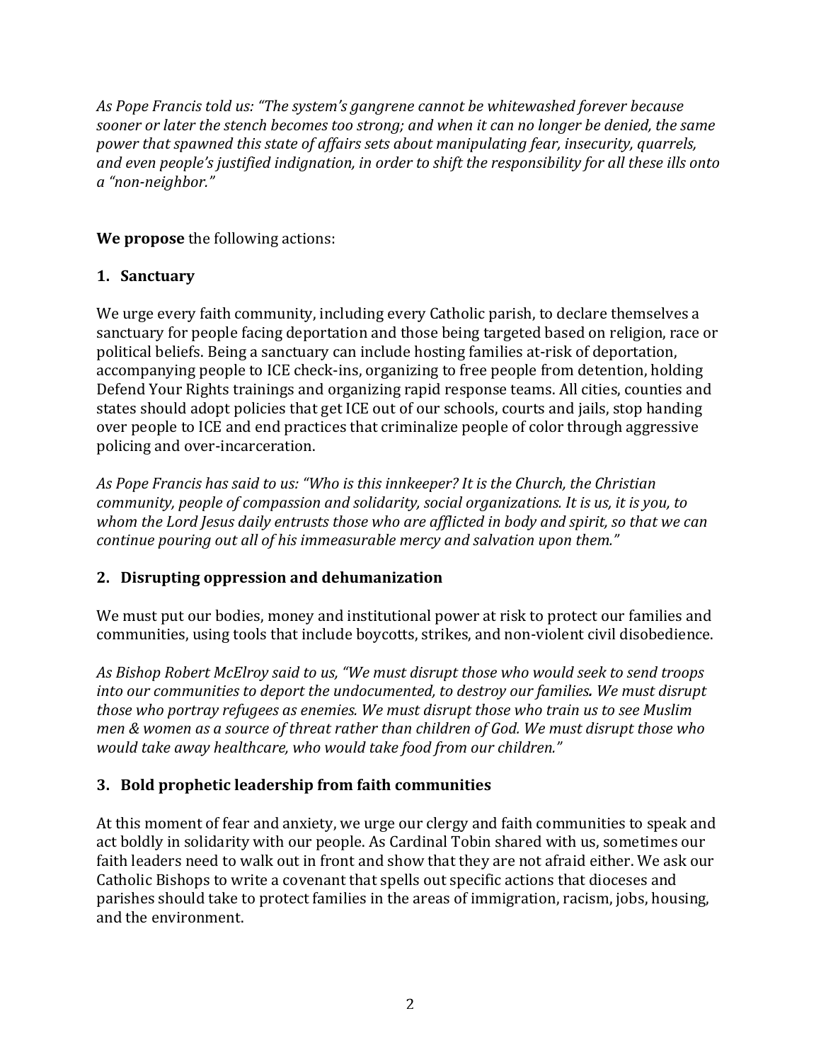*As Pope Francis told us: "The system's gangrene cannot be whitewashed forever because sooner or later the stench becomes too strong; and when it can no longer be denied, the same power that spawned this state of affairs sets about manipulating fear, insecurity, quarrels, and even people's justified indignation, in order to shift the responsibility for all these ills onto a "non-neighbor."*

**We propose** the following actions:

### 1. Sanctuary

We urge every faith community, including every Catholic parish, to declare themselves a sanctuary for people facing deportation and those being targeted based on religion, race or political beliefs. Being a sanctuary can include hosting families at-risk of deportation, accompanying people to ICE check-ins, organizing to free people from detention, holding Defend Your Rights trainings and organizing rapid response teams. All cities, counties and states should adopt policies that get ICE out of our schools, courts and jails, stop handing over people to ICE and end practices that criminalize people of color through aggressive policing and over-incarceration.

*As Pope Francis has said to us: "Who is this innkeeper? It is the Church, the Christian community, people of compassion and solidarity, social organizations. It is us, it is you, to whom the Lord Jesus daily entrusts those who are afflicted in body and spirit, so that we can continue pouring out all of his immeasurable mercy and salvation upon them."*

### 2. Disrupting oppression and dehumanization

We must put our bodies, money and institutional power at risk to protect our families and communities, using tools that include boycotts, strikes, and non-violent civil disobedience.

*As Bishop Robert McElroy said to us, "We must disrupt those who would seek to send troops into our communities to deport the undocumented, to destroy our families. We must disrupt those who portray refugees as enemies. We must disrupt those who train us to see Muslim men & women as a source of threat rather than children of God. We must disrupt those who would take away healthcare, who would take food from our children."*

### 3. Bold prophetic leadership from faith communities

At this moment of fear and anxiety, we urge our clergy and faith communities to speak and act boldly in solidarity with our people. As Cardinal Tobin shared with us, sometimes our faith leaders need to walk out in front and show that they are not afraid either. We ask our Catholic Bishops to write a covenant that spells out specific actions that dioceses and parishes should take to protect families in the areas of immigration, racism, jobs, housing, and the environment.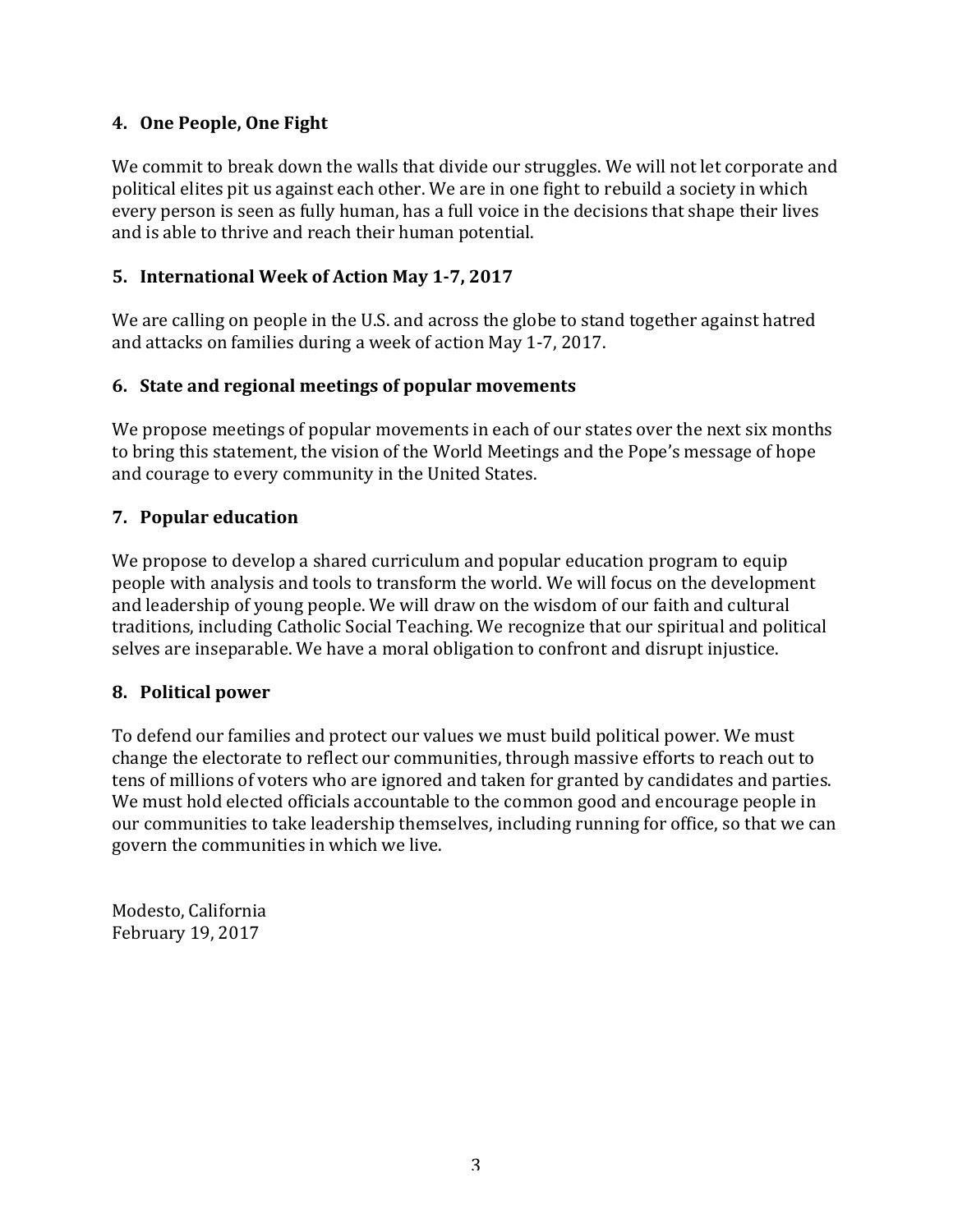### 4. One People, One Fight

We commit to break down the walls that divide our struggles. We will not let corporate and political elites pit us against each other. We are in one fight to rebuild a society in which every person is seen as fully human, has a full voice in the decisions that shape their lives and is able to thrive and reach their human potential.

### 5. International Week of Action May 1-7, 2017

We are calling on people in the U.S. and across the globe to stand together against hatred and attacks on families during a week of action May 1-7, 2017.

### 6. State and regional meetings of popular movements

We propose meetings of popular movements in each of our states over the next six months to bring this statement, the vision of the World Meetings and the Pope's message of hope and courage to every community in the United States.

### 7. Popular education

We propose to develop a shared curriculum and popular education program to equip people with analysis and tools to transform the world. We will focus on the development and leadership of young people. We will draw on the wisdom of our faith and cultural traditions, including Catholic Social Teaching. We recognize that our spiritual and political selves are inseparable. We have a moral obligation to confront and disrupt injustice.

### 8. Political power

To defend our families and protect our values we must build political power. We must change the electorate to reflect our communities, through massive efforts to reach out to tens of millions of voters who are ignored and taken for granted by candidates and parties. We must hold elected officials accountable to the common good and encourage people in our communities to take leadership themselves, including running for office, so that we can govern the communities in which we live.

Modesto, California
February 19, 2017